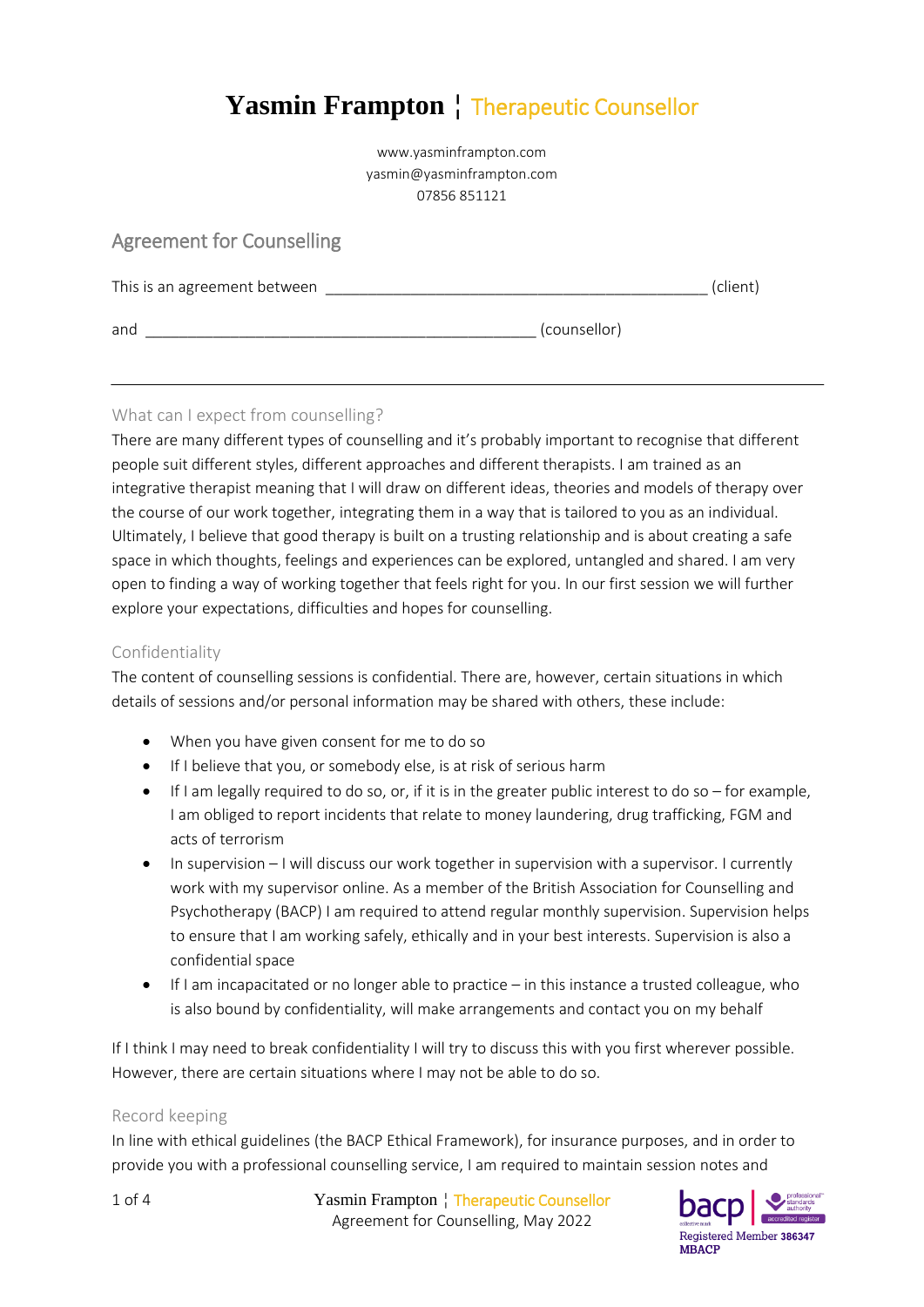# Yasmin Frampton ¦ Therapeutic Counsellor

www.yasminframpton.com
yasmin@yasminframpton.com
07856 851121

## Agreement for Counselling

This is an agreement between _____________________________________________ (client)

and _____________________________________________ (counsellor)

---

### What can I expect from counselling?

There are many different types of counselling and it's probably important to recognise that different people suit different styles, different approaches and different therapists. I am trained as an integrative therapist meaning that I will draw on different ideas, theories and models of therapy over the course of our work together, integrating them in a way that is tailored to you as an individual. Ultimately, I believe that good therapy is built on a trusting relationship and is about creating a safe space in which thoughts, feelings and experiences can be explored, untangled and shared. I am very open to finding a way of working together that feels right for you. In our first session we will further explore your expectations, difficulties and hopes for counselling.

### Confidentiality

The content of counselling sessions is confidential. There are, however, certain situations in which details of sessions and/or personal information may be shared with others, these include:

- When you have given consent for me to do so
- If I believe that you, or somebody else, is at risk of serious harm
- If I am legally required to do so, or, if it is in the greater public interest to do so – for example, I am obliged to report incidents that relate to money laundering, drug trafficking, FGM and acts of terrorism
- In supervision – I will discuss our work together in supervision with a supervisor. I currently work with my supervisor online. As a member of the British Association for Counselling and Psychotherapy (BACP) I am required to attend regular monthly supervision. Supervision helps to ensure that I am working safely, ethically and in your best interests. Supervision is also a confidential space
- If I am incapacitated or no longer able to practice – in this instance a trusted colleague, who is also bound by confidentiality, will make arrangements and contact you on my behalf

If I think I may need to break confidentiality I will try to discuss this with you first wherever possible. However, there are certain situations where I may not be able to do so.

### Record keeping

In line with ethical guidelines (the BACP Ethical Framework), for insurance purposes, and in order to provide you with a professional counselling service, I am required to maintain session notes and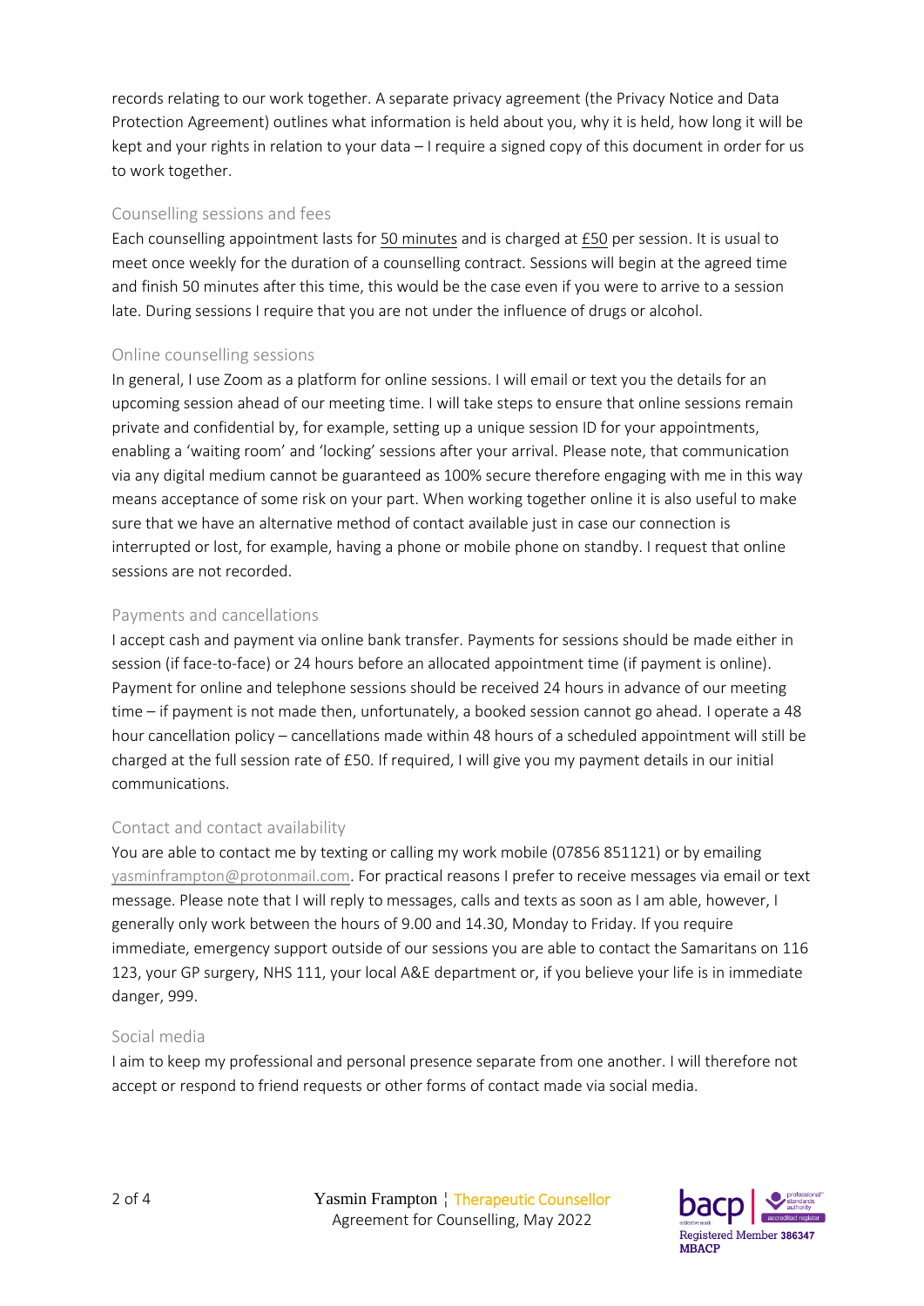records relating to our work together. A separate privacy agreement (the Privacy Notice and Data Protection Agreement) outlines what information is held about you, why it is held, how long it will be kept and your rights in relation to your data – I require a signed copy of this document in order for us to work together.

## Counselling sessions and fees

Each counselling appointment lasts for 50 minutes and is charged at £50 per session. It is usual to meet once weekly for the duration of a counselling contract. Sessions will begin at the agreed time and finish 50 minutes after this time, this would be the case even if you were to arrive to a session late. During sessions I require that you are not under the influence of drugs or alcohol.

## Online counselling sessions

In general, I use Zoom as a platform for online sessions. I will email or text you the details for an upcoming session ahead of our meeting time. I will take steps to ensure that online sessions remain private and confidential by, for example, setting up a unique session ID for your appointments, enabling a 'waiting room' and 'locking' sessions after your arrival. Please note, that communication via any digital medium cannot be guaranteed as 100% secure therefore engaging with me in this way means acceptance of some risk on your part. When working together online it is also useful to make sure that we have an alternative method of contact available just in case our connection is interrupted or lost, for example, having a phone or mobile phone on standby. I request that online sessions are not recorded.

## Payments and cancellations

I accept cash and payment via online bank transfer. Payments for sessions should be made either in session (if face-to-face) or 24 hours before an allocated appointment time (if payment is online). Payment for online and telephone sessions should be received 24 hours in advance of our meeting time – if payment is not made then, unfortunately, a booked session cannot go ahead. I operate a 48 hour cancellation policy – cancellations made within 48 hours of a scheduled appointment will still be charged at the full session rate of £50. If required, I will give you my payment details in our initial communications.

## Contact and contact availability

You are able to contact me by texting or calling my work mobile (07856 851121) or by emailing yasminframpton@protonmail.com. For practical reasons I prefer to receive messages via email or text message. Please note that I will reply to messages, calls and texts as soon as I am able, however, I generally only work between the hours of 9.00 and 14.30, Monday to Friday. If you require immediate, emergency support outside of our sessions you are able to contact the Samaritans on 116 123, your GP surgery, NHS 111, your local A&E department or, if you believe your life is in immediate danger, 999.

## Social media

I aim to keep my professional and personal presence separate from one another. I will therefore not accept or respond to friend requests or other forms of contact made via social media.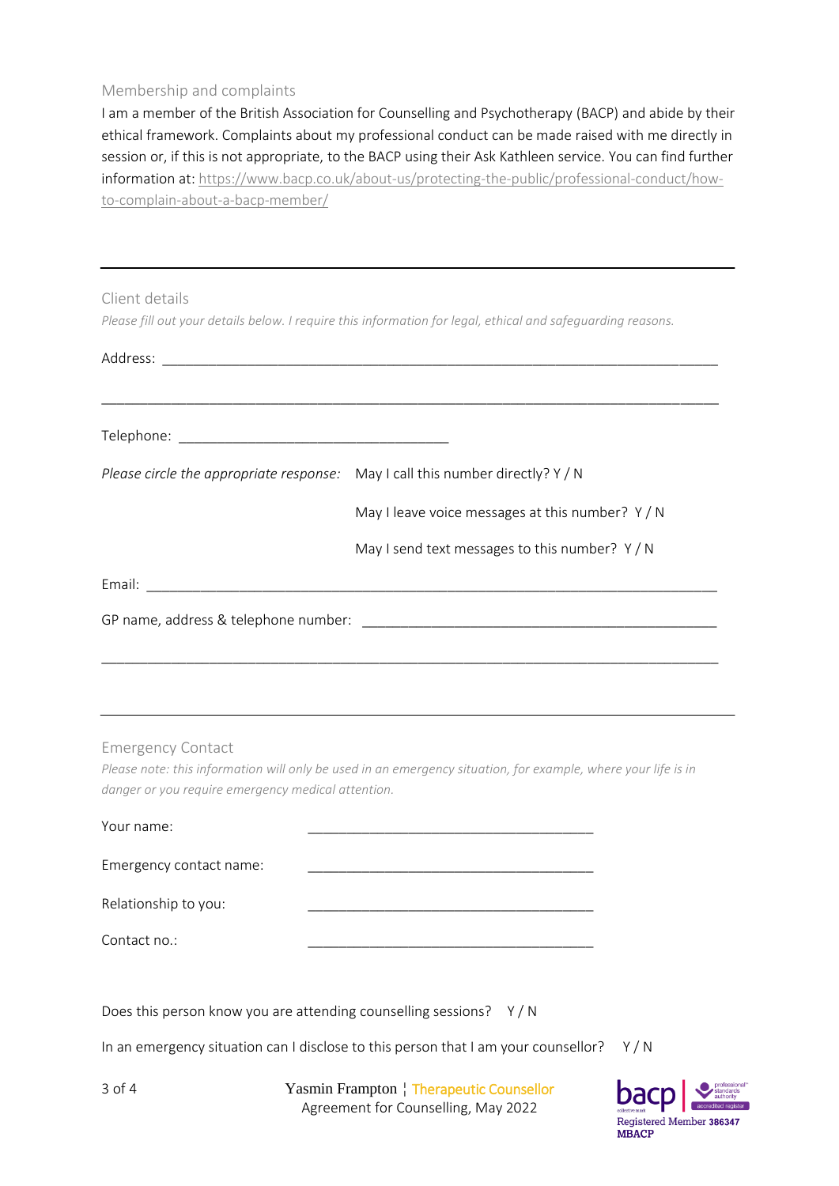## Membership and complaints

I am a member of the British Association for Counselling and Psychotherapy (BACP) and abide by their ethical framework. Complaints about my professional conduct can be made raised with me directly in session or, if this is not appropriate, to the BACP using their Ask Kathleen service. You can find further information at: https://www.bacp.co.uk/about-us/protecting-the-public/professional-conduct/how-to-complain-about-a-bacp-member/

---

## Client details

*Please fill out your details below. I require this information for legal, ethical and safeguarding reasons.*

Address: ____________________________________________________________________________

____________________________________________________________________________________

Telephone: ____________________________________

*Please circle the appropriate response:* May I call this number directly? Y / N

May I leave voice messages at this number? Y / N

May I send text messages to this number? Y / N

Email: ______________________________________________________________________________

GP name, address & telephone number: ______________________________________________

____________________________________________________________________________________

---

## Emergency Contact

*Please note: this information will only be used in an emergency situation, for example, where your life is in danger or you require emergency medical attention.*

Your name: ______________________________________

Emergency contact name: ______________________________________

Relationship to you: ______________________________________

Contact no.: ______________________________________

Does this person know you are attending counselling sessions? Y / N

In an emergency situation can I disclose to this person that I am your counsellor? Y / N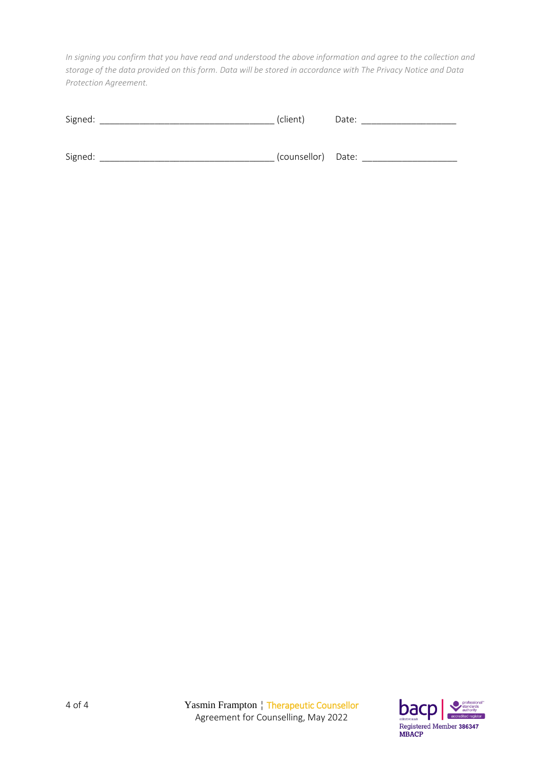*In signing you confirm that you have read and understood the above information and agree to the collection and storage of the data provided on this form. Data will be stored in accordance with The Privacy Notice and Data Protection Agreement.*

Signed: __________________________________ (client) Date: __________________

Signed: __________________________________ (counsellor) Date: __________________